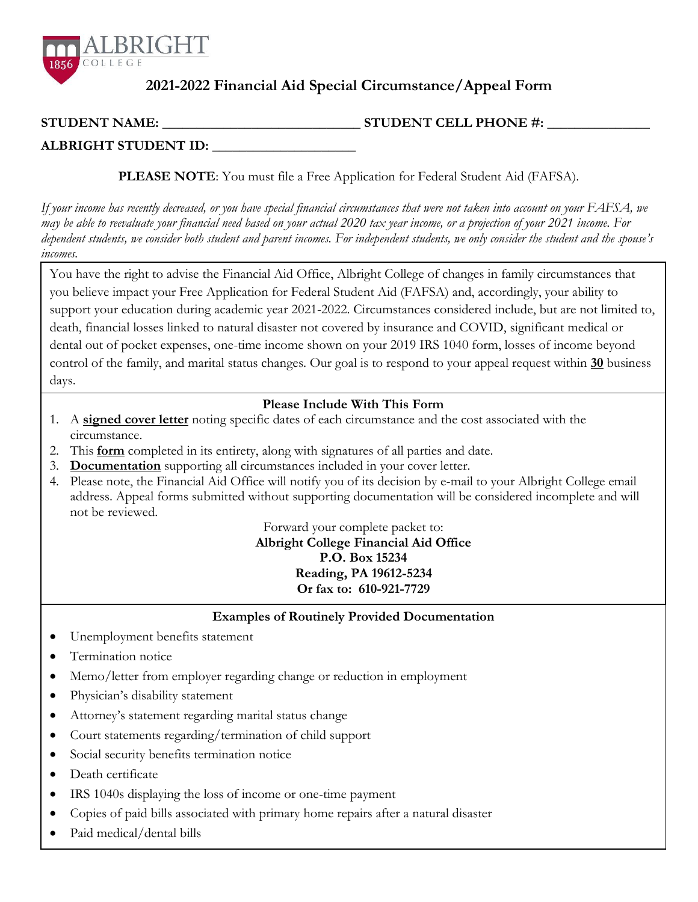ALBRIGHT COLLEGE 1856

# 2021-2022 Financial Aid Special Circumstance/Appeal Form

**STUDENT NAME:** ____________________________ **STUDENT CELL PHONE #:** ______________

**ALBRIGHT STUDENT ID:** ____________________

**PLEASE NOTE**: You must file a Free Application for Federal Student Aid (FAFSA).

*If your income has recently decreased, or you have special financial circumstances that were not taken into account on your FAFSA, we may be able to reevaluate your financial need based on your actual 2020 tax year income, or a projection of your 2021 income. For dependent students, we consider both student and parent incomes. For independent students, we only consider the student and the spouse's incomes.*

You have the right to advise the Financial Aid Office, Albright College of changes in family circumstances that you believe impact your Free Application for Federal Student Aid (FAFSA) and, accordingly, your ability to support your education during academic year 2021-2022. Circumstances considered include, but are not limited to, death, financial losses linked to natural disaster not covered by insurance and COVID, significant medical or dental out of pocket expenses, one-time income shown on your 2019 IRS 1040 form, losses of income beyond control of the family, and marital status changes. Our goal is to respond to your appeal request within **30** business days.

**Please Include With This Form**

1. A **signed cover letter** noting specific dates of each circumstance and the cost associated with the circumstance.
2. This **form** completed in its entirety, along with signatures of all parties and date.
3. **Documentation** supporting all circumstances included in your cover letter.
4. Please note, the Financial Aid Office will notify you of its decision by e-mail to your Albright College email address. Appeal forms submitted without supporting documentation will be considered incomplete and will not be reviewed.

Forward your complete packet to:
**Albright College Financial Aid Office**
**P.O. Box 15234**
**Reading, PA 19612-5234**
**Or fax to: 610-921-7729**

**Examples of Routinely Provided Documentation**

- Unemployment benefits statement
- Termination notice
- Memo/letter from employer regarding change or reduction in employment
- Physician's disability statement
- Attorney's statement regarding marital status change
- Court statements regarding/termination of child support
- Social security benefits termination notice
- Death certificate
- IRS 1040s displaying the loss of income or one-time payment
- Copies of paid bills associated with primary home repairs after a natural disaster
- Paid medical/dental bills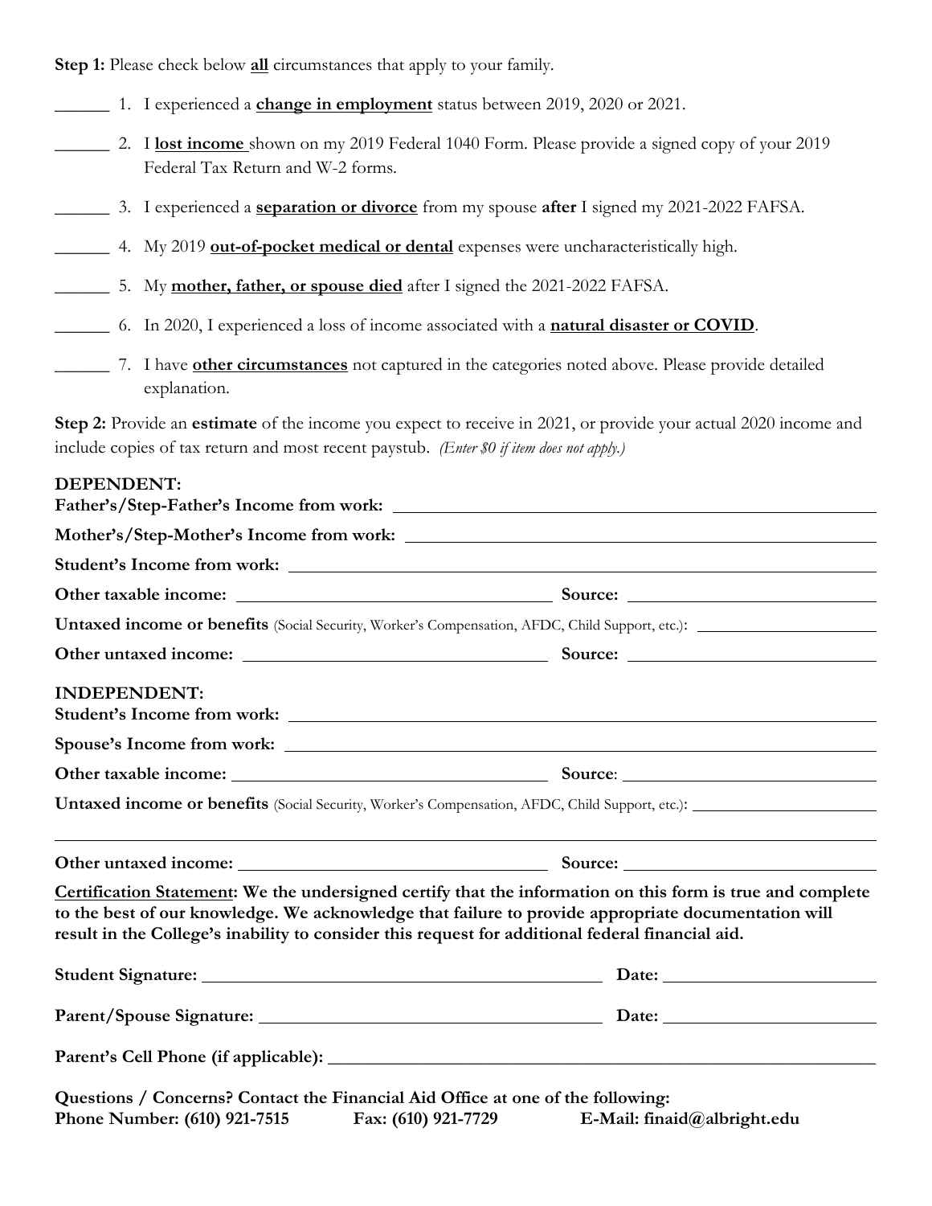**Step 1:** Please check below **all** circumstances that apply to your family.

______ 1. I experienced a **change in employment** status between 2019, 2020 or 2021.

______ 2. I **lost income** shown on my 2019 Federal 1040 Form. Please provide a signed copy of your 2019 Federal Tax Return and W-2 forms.

______ 3. I experienced a **separation or divorce** from my spouse **after** I signed my 2021-2022 FAFSA.

______ 4. My 2019 **out-of-pocket medical or dental** expenses were uncharacteristically high.

______ 5. My **mother, father, or spouse died** after I signed the 2021-2022 FAFSA.

______ 6. In 2020, I experienced a loss of income associated with a **natural disaster or COVID**.

______ 7. I have **other circumstances** not captured in the categories noted above. Please provide detailed explanation.

**Step 2:** Provide an **estimate** of the income you expect to receive in 2021, or provide your actual 2020 income and include copies of tax return and most recent paystub. *(Enter $0 if item does not apply.)*

**DEPENDENT:**

**Father's/Step-Father's Income from work:** ______________________________

**Mother's/Step-Mother's Income from work:** ______________________________

**Student's Income from work:** ______________________________

**Other taxable income:** ____________________ **Source:** ____________________

**Untaxed income or benefits** (Social Security, Worker's Compensation, AFDC, Child Support, etc.): ____________________

**Other untaxed income:** ____________________ **Source:** ____________________

**INDEPENDENT:**

**Student's Income from work:** ______________________________

**Spouse's Income from work:** ______________________________

**Other taxable income:** ____________________ **Source**: ____________________

**Untaxed income or benefits** (Social Security, Worker's Compensation, AFDC, Child Support, etc.): ____________________

______________________________________________________________

**Other untaxed income:** ____________________ **Source:** ____________________

**Certification Statement: We the undersigned certify that the information on this form is true and complete to the best of our knowledge. We acknowledge that failure to provide appropriate documentation will result in the College's inability to consider this request for additional federal financial aid.**

**Student Signature:** ______________________________ **Date:** ____________________

**Parent/Spouse Signature:** ______________________________ **Date:** ____________________

**Parent's Cell Phone (if applicable):** ______________________________

**Questions / Concerns? Contact the Financial Aid Office at one of the following:**
**Phone Number: (610) 921-7515 Fax: (610) 921-7729 E-Mail: finaid@albright.edu**